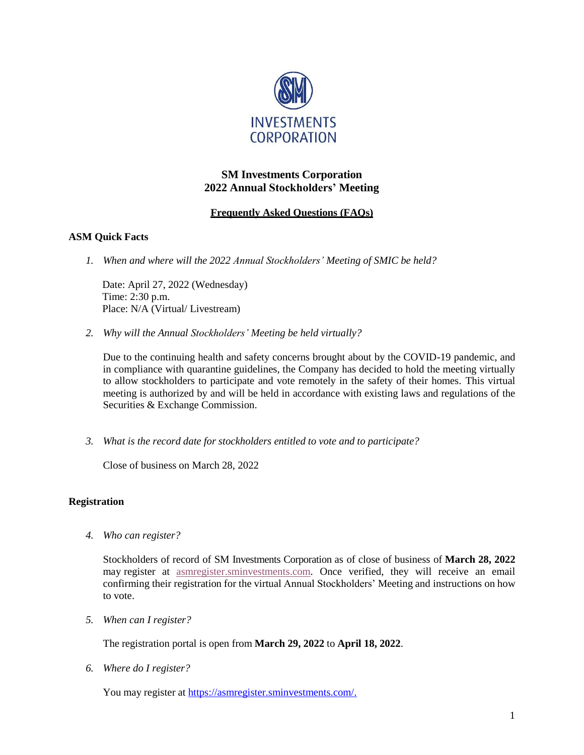# SM Investments Corporation
## 2022 Annual Stockholders' Meeting

### Frequently Asked Questions (FAQs)

**ASM Quick Facts**

1. *When and where will the 2022 Annual Stockholders' Meeting of SMIC be held?*

   Date: April 27, 2022 (Wednesday)
   Time: 2:30 p.m.
   Place: N/A (Virtual/ Livestream)

2. *Why will the Annual Stockholders' Meeting be held virtually?*

   Due to the continuing health and safety concerns brought about by the COVID-19 pandemic, and in compliance with quarantine guidelines, the Company has decided to hold the meeting virtually to allow stockholders to participate and vote remotely in the safety of their homes. This virtual meeting is authorized by and will be held in accordance with existing laws and regulations of the Securities & Exchange Commission.

3. *What is the record date for stockholders entitled to vote and to participate?*

   Close of business on March 28, 2022

**Registration**

4. *Who can register?*

   Stockholders of record of SM Investments Corporation as of close of business of **March 28, 2022** may register at asmregister.sminvestments.com. Once verified, they will receive an email confirming their registration for the virtual Annual Stockholders' Meeting and instructions on how to vote.

5. *When can I register?*

   The registration portal is open from **March 29, 2022** to **April 18, 2022**.

6. *Where do I register?*

   You may register at https://asmregister.sminvestments.com/.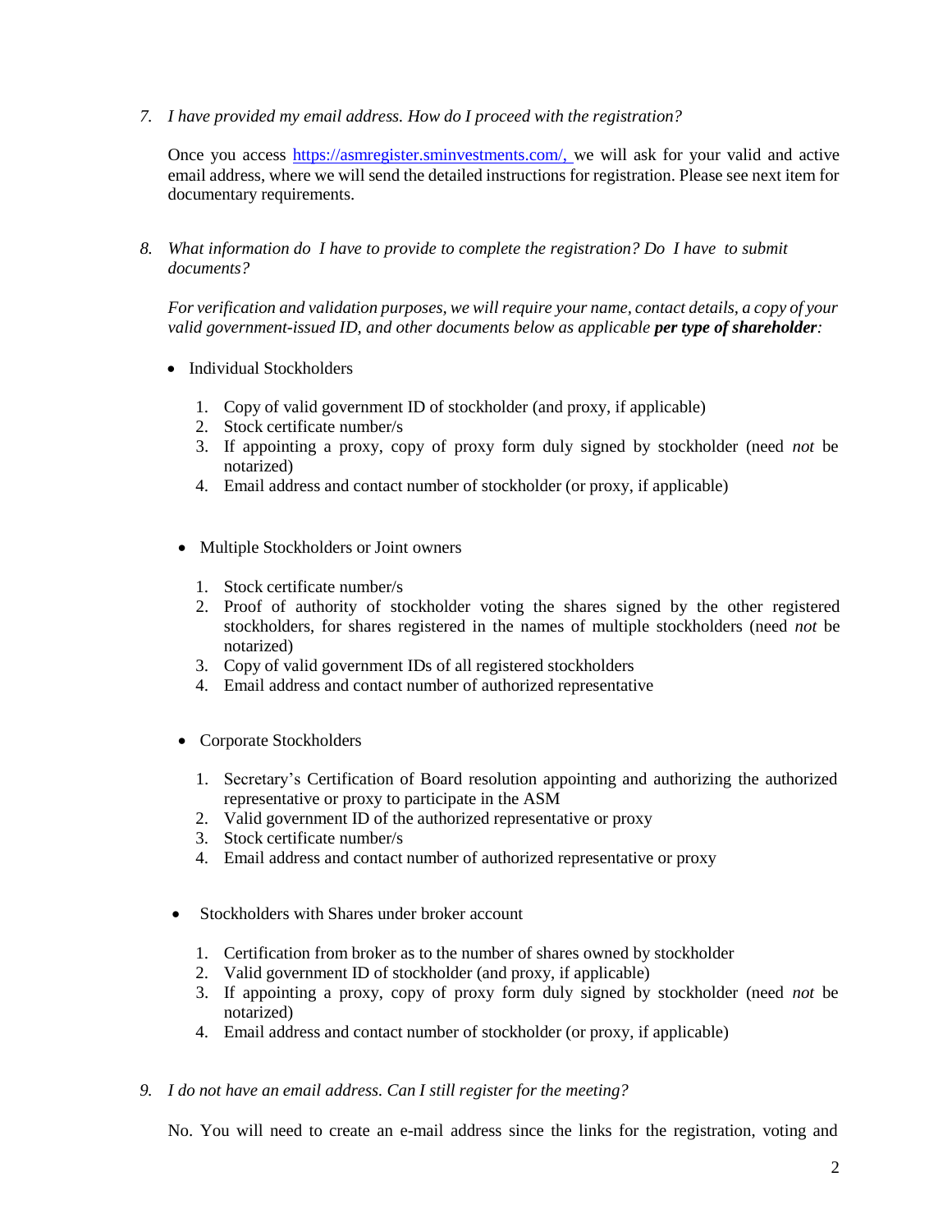7. *I have provided my email address. How do I proceed with the registration?*

   Once you access https://asmregister.sminvestments.com/, we will ask for your valid and active email address, where we will send the detailed instructions for registration. Please see next item for documentary requirements.

8. *What information do I have to provide to complete the registration? Do I have to submit documents?*

   *For verification and validation purposes, we will require your name, contact details, a copy of your valid government-issued ID, and other documents below as applicable* ***per type of shareholder****:*

   - Individual Stockholders

     1. Copy of valid government ID of stockholder (and proxy, if applicable)
     2. Stock certificate number/s
     3. If appointing a proxy, copy of proxy form duly signed by stockholder (need *not* be notarized)
     4. Email address and contact number of stockholder (or proxy, if applicable)

   - Multiple Stockholders or Joint owners

     1. Stock certificate number/s
     2. Proof of authority of stockholder voting the shares signed by the other registered stockholders, for shares registered in the names of multiple stockholders (need *not* be notarized)
     3. Copy of valid government IDs of all registered stockholders
     4. Email address and contact number of authorized representative

   - Corporate Stockholders

     1. Secretary's Certification of Board resolution appointing and authorizing the authorized representative or proxy to participate in the ASM
     2. Valid government ID of the authorized representative or proxy
     3. Stock certificate number/s
     4. Email address and contact number of authorized representative or proxy

   - Stockholders with Shares under broker account

     1. Certification from broker as to the number of shares owned by stockholder
     2. Valid government ID of stockholder (and proxy, if applicable)
     3. If appointing a proxy, copy of proxy form duly signed by stockholder (need *not* be notarized)
     4. Email address and contact number of stockholder (or proxy, if applicable)

9. *I do not have an email address. Can I still register for the meeting?*

   No. You will need to create an e-mail address since the links for the registration, voting and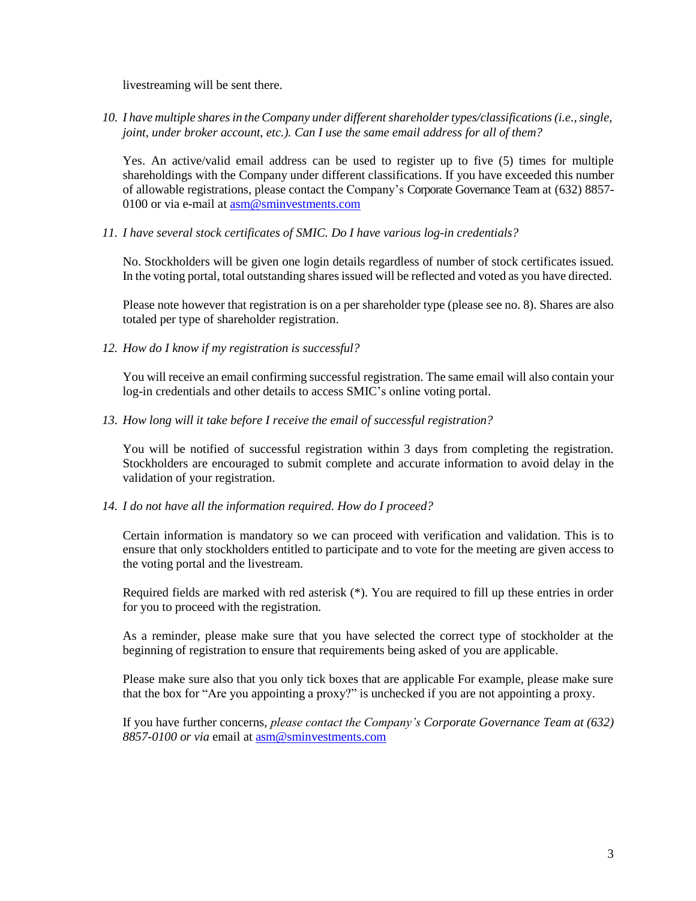livestreaming will be sent there.

10. *I have multiple shares in the Company under different shareholder types/classifications (i.e., single, joint, under broker account, etc.). Can I use the same email address for all of them?*

    Yes. An active/valid email address can be used to register up to five (5) times for multiple shareholdings with the Company under different classifications. If you have exceeded this number of allowable registrations, please contact the Company's Corporate Governance Team at (632) 8857-0100 or via e-mail at asm@sminvestments.com

11. *I have several stock certificates of SMIC. Do I have various log-in credentials?*

    No. Stockholders will be given one login details regardless of number of stock certificates issued. In the voting portal, total outstanding shares issued will be reflected and voted as you have directed.

    Please note however that registration is on a per shareholder type (please see no. 8). Shares are also totaled per type of shareholder registration.

12. *How do I know if my registration is successful?*

    You will receive an email confirming successful registration. The same email will also contain your log-in credentials and other details to access SMIC's online voting portal.

13. *How long will it take before I receive the email of successful registration?*

    You will be notified of successful registration within 3 days from completing the registration. Stockholders are encouraged to submit complete and accurate information to avoid delay in the validation of your registration.

14. *I do not have all the information required. How do I proceed?*

    Certain information is mandatory so we can proceed with verification and validation. This is to ensure that only stockholders entitled to participate and to vote for the meeting are given access to the voting portal and the livestream.

    Required fields are marked with red asterisk (*). You are required to fill up these entries in order for you to proceed with the registration.

    As a reminder, please make sure that you have selected the correct type of stockholder at the beginning of registration to ensure that requirements being asked of you are applicable.

    Please make sure also that you only tick boxes that are applicable For example, please make sure that the box for "Are you appointing a proxy?" is unchecked if you are not appointing a proxy.

    If you have further concerns, *please contact the Company's Corporate Governance Team at (632) 8857-0100 or via* email at asm@sminvestments.com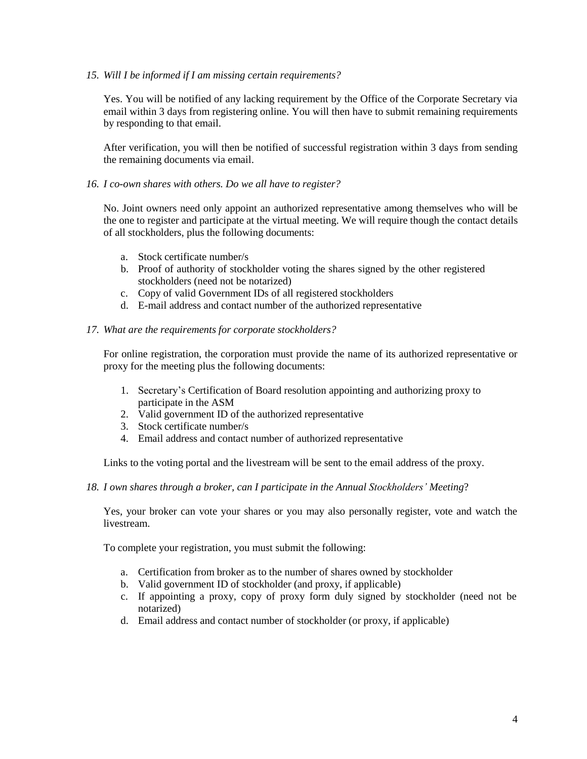*15. Will I be informed if I am missing certain requirements?*

Yes. You will be notified of any lacking requirement by the Office of the Corporate Secretary via email within 3 days from registering online. You will then have to submit remaining requirements by responding to that email.

After verification, you will then be notified of successful registration within 3 days from sending the remaining documents via email.

*16. I co-own shares with others. Do we all have to register?*

No. Joint owners need only appoint an authorized representative among themselves who will be the one to register and participate at the virtual meeting. We will require though the contact details of all stockholders, plus the following documents:

a. Stock certificate number/s
b. Proof of authority of stockholder voting the shares signed by the other registered stockholders (need not be notarized)
c. Copy of valid Government IDs of all registered stockholders
d. E-mail address and contact number of the authorized representative

*17. What are the requirements for corporate stockholders?*

For online registration, the corporation must provide the name of its authorized representative or proxy for the meeting plus the following documents:

1. Secretary's Certification of Board resolution appointing and authorizing proxy to participate in the ASM
2. Valid government ID of the authorized representative
3. Stock certificate number/s
4. Email address and contact number of authorized representative

Links to the voting portal and the livestream will be sent to the email address of the proxy.

*18. I own shares through a broker, can I participate in the Annual Stockholders' Meeting*?

Yes, your broker can vote your shares or you may also personally register, vote and watch the livestream.

To complete your registration, you must submit the following:

a. Certification from broker as to the number of shares owned by stockholder
b. Valid government ID of stockholder (and proxy, if applicable)
c. If appointing a proxy, copy of proxy form duly signed by stockholder (need not be notarized)
d. Email address and contact number of stockholder (or proxy, if applicable)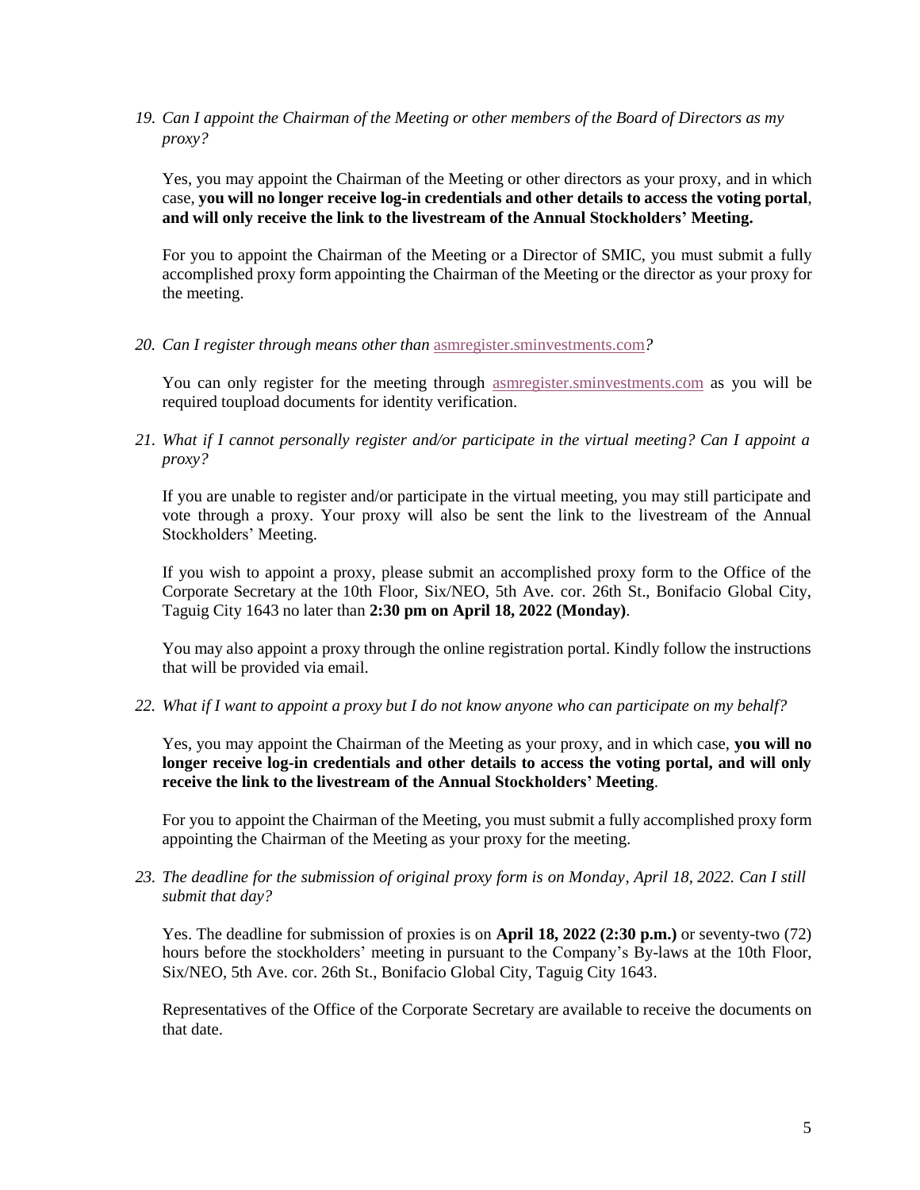*19. Can I appoint the Chairman of the Meeting or other members of the Board of Directors as my proxy?*

Yes, you may appoint the Chairman of the Meeting or other directors as your proxy, and in which case, **you will no longer receive log-in credentials and other details to access the voting portal**, **and will only receive the link to the livestream of the Annual Stockholders' Meeting.**

For you to appoint the Chairman of the Meeting or a Director of SMIC, you must submit a fully accomplished proxy form appointing the Chairman of the Meeting or the director as your proxy for the meeting.

*20. Can I register through means other than* asmregister.sminvestments.com*?*

You can only register for the meeting through asmregister.sminvestments.com as you will be required toupload documents for identity verification.

*21. What if I cannot personally register and/or participate in the virtual meeting? Can I appoint a proxy?*

If you are unable to register and/or participate in the virtual meeting, you may still participate and vote through a proxy. Your proxy will also be sent the link to the livestream of the Annual Stockholders' Meeting.

If you wish to appoint a proxy, please submit an accomplished proxy form to the Office of the Corporate Secretary at the 10th Floor, Six/NEO, 5th Ave. cor. 26th St., Bonifacio Global City, Taguig City 1643 no later than **2:30 pm on April 18, 2022 (Monday)**.

You may also appoint a proxy through the online registration portal. Kindly follow the instructions that will be provided via email.

*22. What if I want to appoint a proxy but I do not know anyone who can participate on my behalf?*

Yes, you may appoint the Chairman of the Meeting as your proxy, and in which case, **you will no longer receive log-in credentials and other details to access the voting portal, and will only receive the link to the livestream of the Annual Stockholders' Meeting**.

For you to appoint the Chairman of the Meeting, you must submit a fully accomplished proxy form appointing the Chairman of the Meeting as your proxy for the meeting.

*23. The deadline for the submission of original proxy form is on Monday, April 18, 2022. Can I still submit that day?*

Yes. The deadline for submission of proxies is on **April 18, 2022 (2:30 p.m.)** or seventy-two (72) hours before the stockholders' meeting in pursuant to the Company's By-laws at the 10th Floor, Six/NEO, 5th Ave. cor. 26th St., Bonifacio Global City, Taguig City 1643.

Representatives of the Office of the Corporate Secretary are available to receive the documents on that date.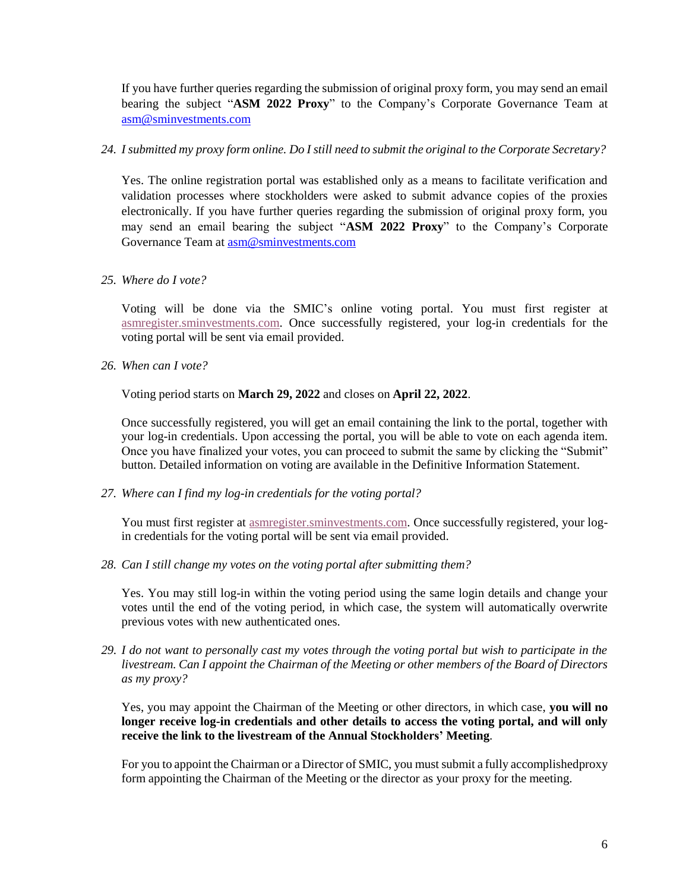If you have further queries regarding the submission of original proxy form, you may send an email bearing the subject "**ASM 2022 Proxy**" to the Company's Corporate Governance Team at asm@sminvestments.com

24. *I submitted my proxy form online. Do I still need to submit the original to the Corporate Secretary?*

    Yes. The online registration portal was established only as a means to facilitate verification and validation processes where stockholders were asked to submit advance copies of the proxies electronically. If you have further queries regarding the submission of original proxy form, you may send an email bearing the subject "**ASM 2022 Proxy**" to the Company's Corporate Governance Team at asm@sminvestments.com

25. *Where do I vote?*

    Voting will be done via the SMIC's online voting portal. You must first register at asmregister.sminvestments.com. Once successfully registered, your log-in credentials for the voting portal will be sent via email provided.

26. *When can I vote?*

    Voting period starts on **March 29, 2022** and closes on **April 22, 2022**.

    Once successfully registered, you will get an email containing the link to the portal, together with your log-in credentials. Upon accessing the portal, you will be able to vote on each agenda item. Once you have finalized your votes, you can proceed to submit the same by clicking the "Submit" button. Detailed information on voting are available in the Definitive Information Statement.

27. *Where can I find my log-in credentials for the voting portal?*

    You must first register at asmregister.sminvestments.com. Once successfully registered, your log-in credentials for the voting portal will be sent via email provided.

28. *Can I still change my votes on the voting portal after submitting them?*

    Yes. You may still log-in within the voting period using the same login details and change your votes until the end of the voting period, in which case, the system will automatically overwrite previous votes with new authenticated ones.

29. *I do not want to personally cast my votes through the voting portal but wish to participate in the livestream. Can I appoint the Chairman of the Meeting or other members of the Board of Directors as my proxy?*

    Yes, you may appoint the Chairman of the Meeting or other directors, in which case, **you will no longer receive log-in credentials and other details to access the voting portal, and will only receive the link to the livestream of the Annual Stockholders' Meeting**.

    For you to appoint the Chairman or a Director of SMIC, you must submit a fully accomplishedproxy form appointing the Chairman of the Meeting or the director as your proxy for the meeting.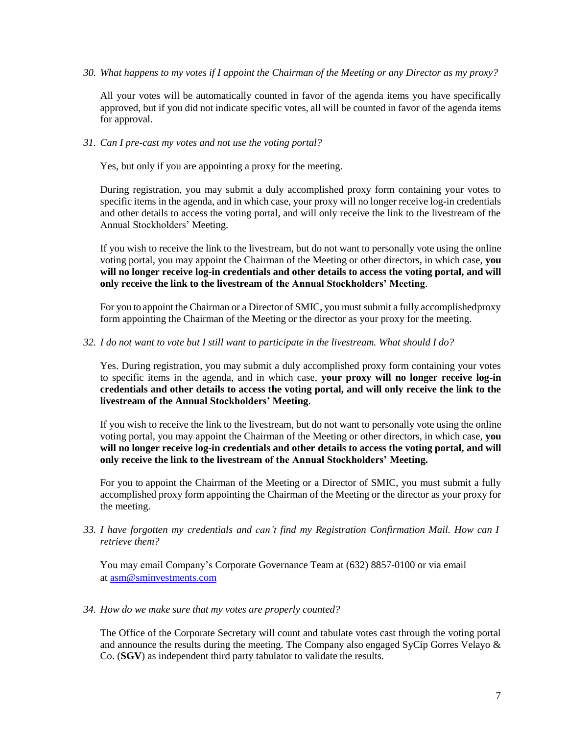*30. What happens to my votes if I appoint the Chairman of the Meeting or any Director as my proxy?*

All your votes will be automatically counted in favor of the agenda items you have specifically approved, but if you did not indicate specific votes, all will be counted in favor of the agenda items for approval.

*31. Can I pre-cast my votes and not use the voting portal?*

Yes, but only if you are appointing a proxy for the meeting.

During registration, you may submit a duly accomplished proxy form containing your votes to specific items in the agenda, and in which case, your proxy will no longer receive log-in credentials and other details to access the voting portal, and will only receive the link to the livestream of the Annual Stockholders' Meeting.

If you wish to receive the link to the livestream, but do not want to personally vote using the online voting portal, you may appoint the Chairman of the Meeting or other directors, in which case, **you will no longer receive log-in credentials and other details to access the voting portal, and will only receive the link to the livestream of the Annual Stockholders' Meeting**.

For you to appoint the Chairman or a Director of SMIC, you must submit a fully accomplishedproxy form appointing the Chairman of the Meeting or the director as your proxy for the meeting.

*32. I do not want to vote but I still want to participate in the livestream. What should I do?*

Yes. During registration, you may submit a duly accomplished proxy form containing your votes to specific items in the agenda, and in which case, **your proxy will no longer receive log-in credentials and other details to access the voting portal, and will only receive the link to the livestream of the Annual Stockholders' Meeting**.

If you wish to receive the link to the livestream, but do not want to personally vote using the online voting portal, you may appoint the Chairman of the Meeting or other directors, in which case, **you will no longer receive log-in credentials and other details to access the voting portal, and will only receive the link to the livestream of the Annual Stockholders' Meeting.**

For you to appoint the Chairman of the Meeting or a Director of SMIC, you must submit a fully accomplished proxy form appointing the Chairman of the Meeting or the director as your proxy for the meeting.

*33. I have forgotten my credentials and can't find my Registration Confirmation Mail. How can I retrieve them?*

You may email Company's Corporate Governance Team at (632) 8857-0100 or via email at asm@sminvestments.com

*34. How do we make sure that my votes are properly counted?*

The Office of the Corporate Secretary will count and tabulate votes cast through the voting portal and announce the results during the meeting. The Company also engaged SyCip Gorres Velayo & Co. (**SGV**) as independent third party tabulator to validate the results.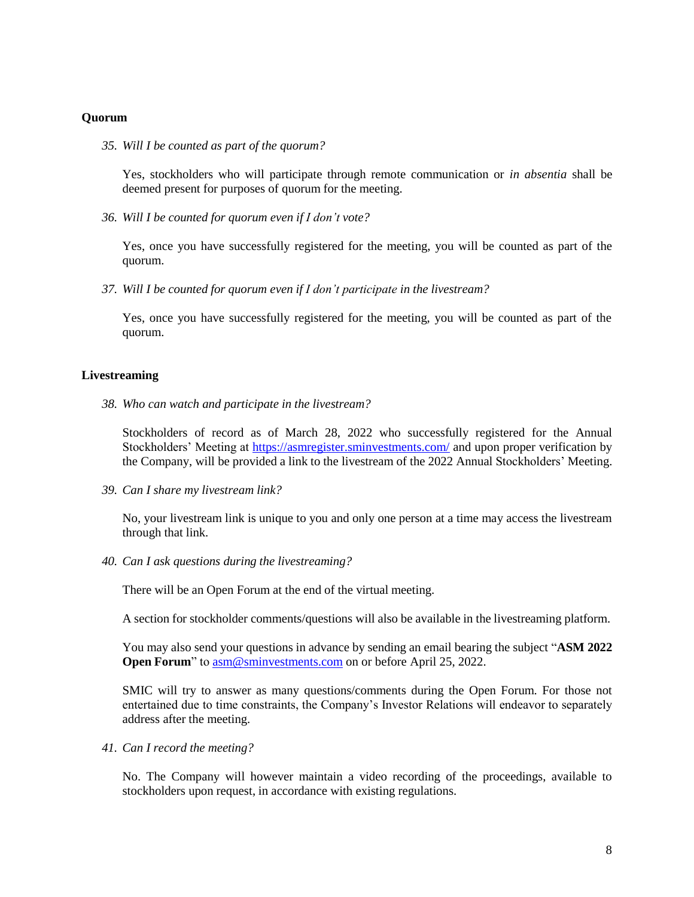**Quorum**

35. *Will I be counted as part of the quorum?*

    Yes, stockholders who will participate through remote communication or *in absentia* shall be deemed present for purposes of quorum for the meeting.

36. *Will I be counted for quorum even if I don't vote?*

    Yes, once you have successfully registered for the meeting, you will be counted as part of the quorum.

37. *Will I be counted for quorum even if I don't participate in the livestream?*

    Yes, once you have successfully registered for the meeting, you will be counted as part of the quorum.

**Livestreaming**

38. *Who can watch and participate in the livestream?*

    Stockholders of record as of March 28, 2022 who successfully registered for the Annual Stockholders' Meeting at https://asmregister.sminvestments.com/ and upon proper verification by the Company, will be provided a link to the livestream of the 2022 Annual Stockholders' Meeting.

39. *Can I share my livestream link?*

    No, your livestream link is unique to you and only one person at a time may access the livestream through that link.

40. *Can I ask questions during the livestreaming?*

    There will be an Open Forum at the end of the virtual meeting.

    A section for stockholder comments/questions will also be available in the livestreaming platform.

    You may also send your questions in advance by sending an email bearing the subject "**ASM 2022 Open Forum**" to asm@sminvestments.com on or before April 25, 2022.

    SMIC will try to answer as many questions/comments during the Open Forum. For those not entertained due to time constraints, the Company's Investor Relations will endeavor to separately address after the meeting.

41. *Can I record the meeting?*

    No. The Company will however maintain a video recording of the proceedings, available to stockholders upon request, in accordance with existing regulations.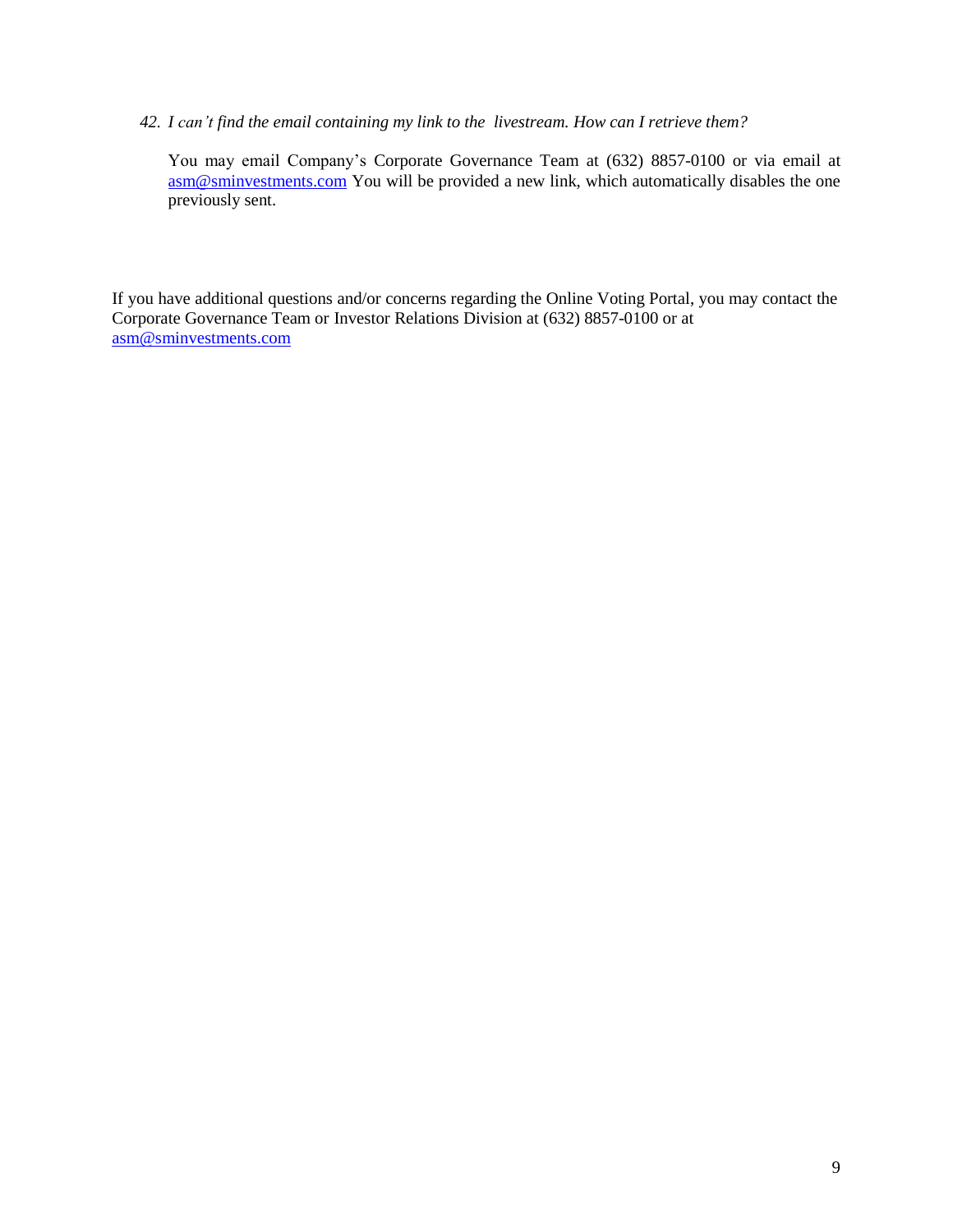*42. I can't find the email containing my link to the  livestream. How can I retrieve them?*

You may email Company's Corporate Governance Team at (632) 8857-0100 or via email at asm@sminvestments.com You will be provided a new link, which automatically disables the one previously sent.

If you have additional questions and/or concerns regarding the Online Voting Portal, you may contact the Corporate Governance Team or Investor Relations Division at (632) 8857-0100 or at asm@sminvestments.com